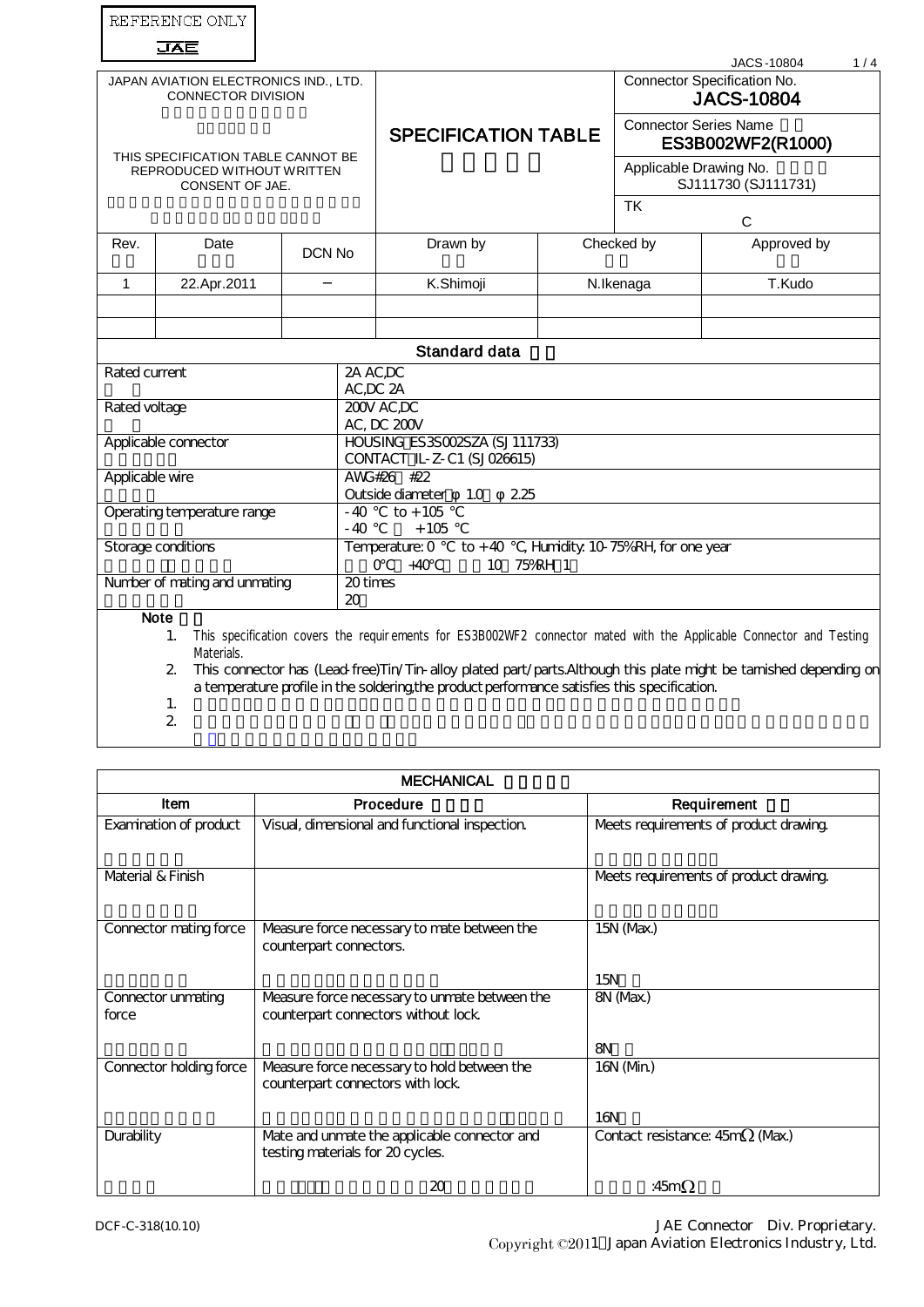REFERENCE ONLY

JAE

| JAPAN AVIATION ELECTRONICS IND., LTD. CONNECTOR DIVISION<br><br>THIS SPECIFICATION TABLE CANNOT BE REPRODUCED WITHOUT WRITTEN CONSENT OF JAE. | SPECIFICATION TABLE | Connector Specification No. **JACS-10804** |
|---|---|---|
| | | Connector Series Name **ES3B002WF2(R1000)** |
| | | Applicable Drawing No. SJ111730 (SJ111731) |
| | | TK C |

| Rev. | Date | DCN No | Drawn by | Checked by | Approved by |
|---|---|---|---|---|---|
| 1 | 22.Apr.2011 | − | K.Shimoji | N.Ikenaga | T.Kudo |
| | | | | | |
| | | | | | |

## Standard data

| | |
|---|---|
| Rated current | 2A AC,DC<br>AC,DC 2A |
| Rated voltage | 200V AC,DC<br>AC, DC 200V |
| Applicable connector | HOUSING ES3S002SZA (SJ111733)<br>CONTACT IL-Z-C1 (SJ026615) |
| Applicable wire | AWG#26 #22<br>Outside diameter φ1.0 φ2.25 |
| Operating temperature range | -40 ℃ to +105 ℃<br>-40 ℃ +105 ℃ |
| Storage conditions | Temperature: 0 ℃ to +40 ℃, Humidity: 10-75%RH, for one year<br>0℃ +40℃ 10 75%RH 1 |
| Number of mating and unmating | 20 times<br>20 |

**Note**

1. This specification covers the requirements for ES3B002WF2 connector mated with the Applicable Connector and Testing Materials.
2. This connector has (Lead-free)Tin/Tin-alloy plated part/parts.Although this plate might be tarnished depending on a temperature profile in the soldering,the product performance satisfies this specification.

## MECHANICAL

| Item | Procedure | Requirement |
|---|---|---|
| Examination of product | Visual, dimensional and functional inspection. | Meets requirements of product drawing. |
| Material & Finish | | Meets requirements of product drawing. |
| Connector mating force | Measure force necessary to mate between the counterpart connectors. | 15N (Max.)<br>15N |
| Connector unmating force | Measure force necessary to unmate between the counterpart connectors without lock. | 8N (Max.)<br>8N |
| Connector holding force | Measure force necessary to hold between the counterpart connectors with lock. | 16N (Min.)<br>16N |
| Durability | Mate and unmate the applicable connector and testing materials for 20 cycles.<br>20 | Contact resistance: 45mΩ (Max.)<br>:45mΩ |

DCF-C-318(10.10)

JAE Connector Div. Proprietary.
Copyright ©2011 Japan Aviation Electronics Industry, Ltd.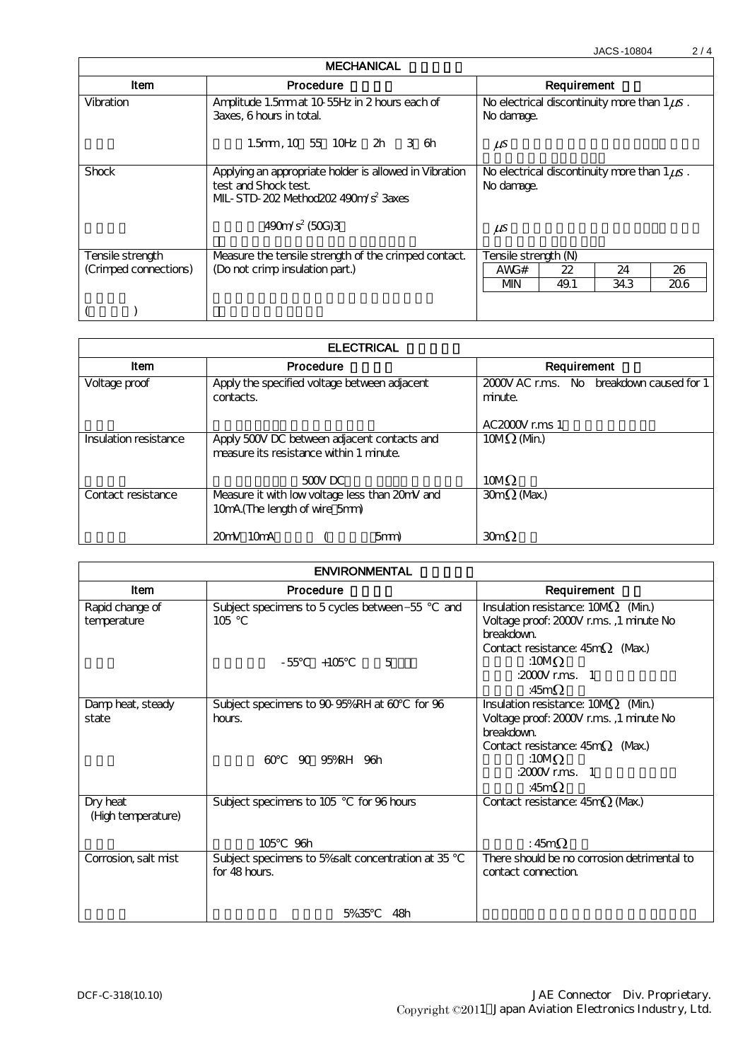## MECHANICAL

| Item | Procedure | Requirement | | | |
|---|---|---|---|---|---|
| Vibration | Amplitude 1.5mm at 10-55Hz in 2 hours each of 3axes, 6 hours in total. | No electrical discontinuity more than 1μs . No damage. | | | |
| | 1.5mm , 10 55 10Hz 2h 3 6h | μs | | | |
| Shock | Applying an appropriate holder is allowed in Vibration test and Shock test. MIL-STD-202 Method202 490m/s² 3axes | No electrical discontinuity more than 1μs . No damage. | | | |
| | 490m/s² (50G)3 | μs | | | |
| Tensile strength (Crimped connections) | Measure the tensile strength of the crimped contact. (Do not crimp insulation part.) | Tensile strength (N) | | | |
| | | AWG# | 22 | 24 | 26 |
| | | MIN | 49.1 | 34.3 | 20.6 |
| ( ) | | | | | |

## ELECTRICAL

| Item | Procedure | Requirement |
|---|---|---|
| Voltage proof | Apply the specified voltage between adjacent contacts. | 2000V AC r.ms. No breakdown caused for 1 minute. |
| | | AC2000V r.ms 1 |
| Insulation resistance | Apply 500V DC between adjacent contacts and measure its resistance within 1 minute. | 10MΩ (Min.) |
| | 500V DC | 10MΩ |
| Contact resistance | Measure it with low voltage less than 20mV and 10mA.(The length of wire 5mm) | 30mΩ (Max.) |
| | 20mV 10mA ( 5mm) | 30mΩ |

## ENVIRONMENTAL

| Item | Procedure | Requirement |
|---|---|---|
| Rapid change of temperature | Subject specimens to 5 cycles between −55 °C and 105 °C | Insulation resistance: 10MΩ (Min.) Voltage proof: 2000V r.ms. ,1 minute No breakdown. Contact resistance: 45mΩ (Max.) |
| | -55°C +105°C 5 | :10MΩ :2000V r.ms. 1 :45mΩ |
| Damp heat, steady state | Subject specimens to 90-95%RH at 60°C for 96 hours. | Insulation resistance: 10MΩ (Min.) Voltage proof: 2000V r.ms. ,1 minute No breakdown. Contact resistance: 45mΩ (Max.) |
| | 60°C 90 95%RH 96h | :10MΩ :2000V r.ms. 1 :45mΩ |
| Dry heat (High temperature) | Subject specimens to 105 °C for 96 hours | Contact resistance: 45mΩ (Max.) |
| | 105°C 96h | : 45mΩ |
| Corrosion, salt mist | Subject specimens to 5% salt concentration at 35 °C for 48 hours. | There should be no corrosion detrimental to contact connection. |
| | 5% 35°C 48h | |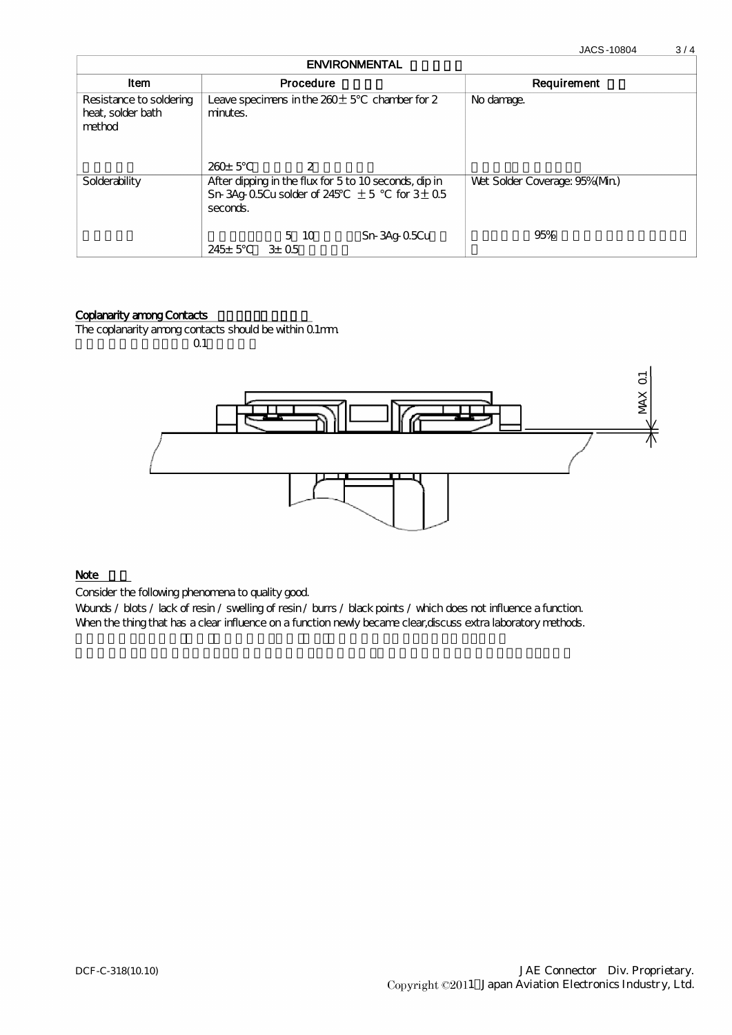| ENVIRONMENTAL | | |
|---|---|---|
| Item | Procedure | Requirement |
| Resistance to soldering heat, solder bath method | Leave specimens in the 260±5°C chamber for 2 minutes.<br><br>260±5°C 2 | No damage. |
| Solderability | After dipping in the flux for 5 to 10 seconds, dip in Sn-3Ag-0.5Cu solder of 245°C ±5 °C for 3±0.5 seconds.<br><br>5 10 Sn-3Ag-0.5Cu 245±5°C 3±0.5 | Wet Solder Coverage: 95%(Min.)<br><br>95% |

**Coplanarity among Contacts**

The coplanarity among contacts should be within 0.1mm.

0.1

MAX 0.1

**Note**

Consider the following phenomena to quality good.

Wounds / blots / lack of resin / swelling of resin / burrs / black points / which does not influence a function.

When the thing that has a clear influence on a function newly became clear,discuss extra laboratory methods.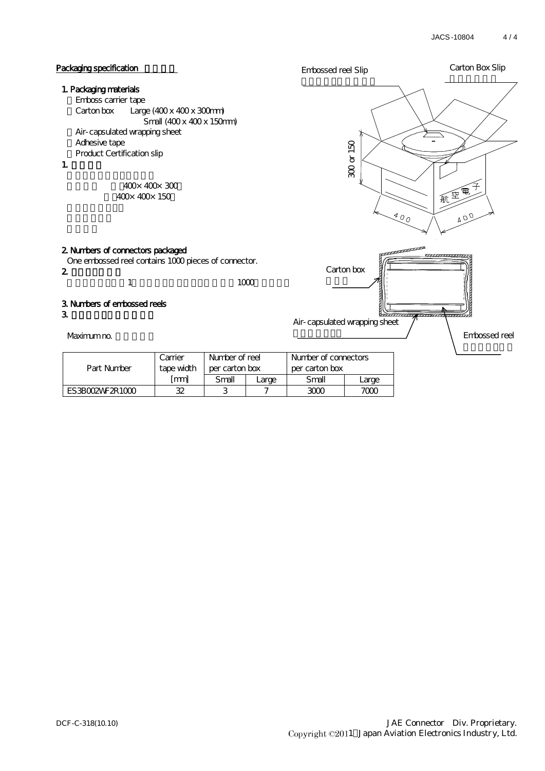## Packaging specification

### 1. Packaging materials

- Emboss carrier tape
- Carton box　Large (400 x 400 x 300mm)
  Small (400 x 400 x 150mm)
- Air-capsulated wrapping sheet
- Adhesive tape
- Product Certification slip

1.

400× 400× 300
400× 400× 150

### 2. Numbers of connectors packaged

One embossed reel contains 1000 pieces of connector.

2.

1　1000

### 3. Numbers of embossed reels

3.

Maximum no.

Embossed reel Slip

Carton Box Slip

300 or 150

400

400

航空電子

Carton box

Air-capsulated wrapping sheet

Embossed reel

| Part Number | Carrier tape width [mm] | Number of reel per carton box | | Number of connectors per carton box | |
|---|---|---|---|---|---|
| | | Small | Large | Small | Large |
| ES3B002WF2R1000 | 32 | 3 | 7 | 3000 | 7000 |

DCF-C-318(10.10)

JAE Connector Div. Proprietary.
Copyright ©2011 Japan Aviation Electronics Industry, Ltd.